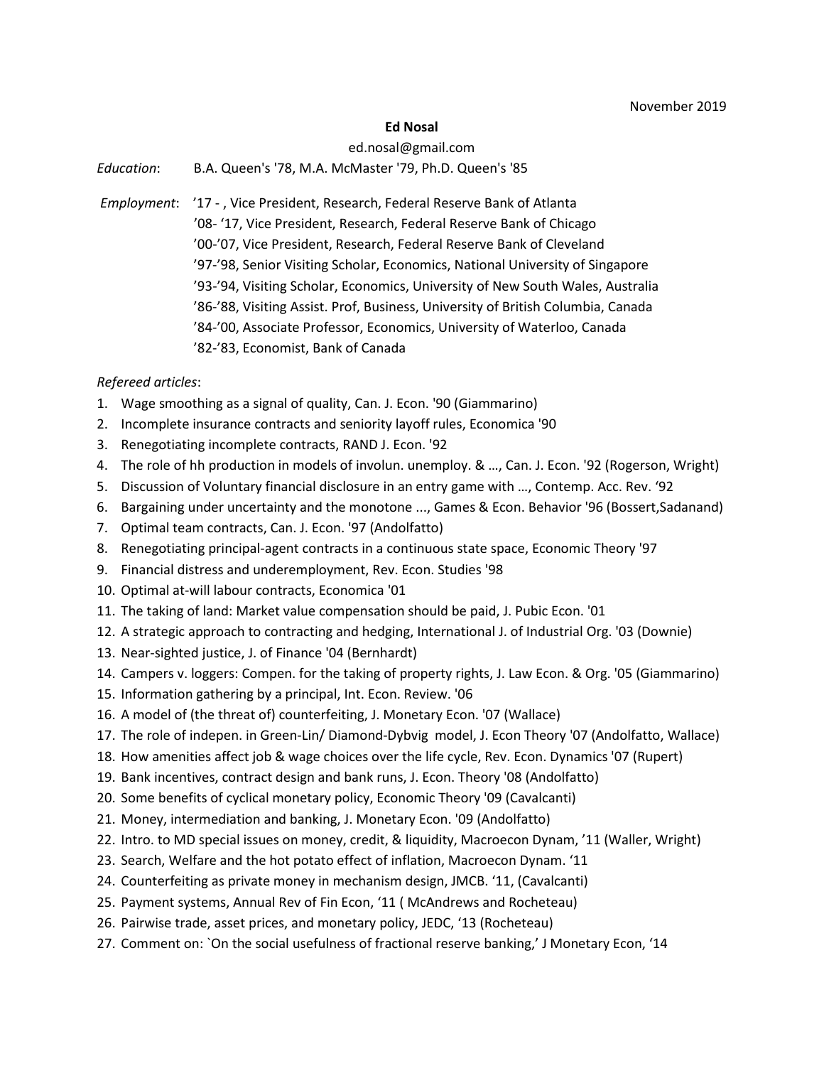November 2019

**Ed Nosal**

ed.nosal@gmail.com

*Education*: B.A. Queen's '78, M.A. McMaster '79, Ph.D. Queen's '85

*Employment*: ’17 - , Vice President, Research, Federal Reserve Bank of Atlanta
’08- ‘17, Vice President, Research, Federal Reserve Bank of Chicago
’00-’07, Vice President, Research, Federal Reserve Bank of Cleveland
’97-’98, Senior Visiting Scholar, Economics, National University of Singapore
’93-’94, Visiting Scholar, Economics, University of New South Wales, Australia
’86-’88, Visiting Assist. Prof, Business, University of British Columbia, Canada
’84-’00, Associate Professor, Economics, University of Waterloo, Canada
’82-’83, Economist, Bank of Canada

*Refereed articles*:

1. Wage smoothing as a signal of quality, Can. J. Econ. '90 (Giammarino)
2. Incomplete insurance contracts and seniority layoff rules, Economica '90
3. Renegotiating incomplete contracts, RAND J. Econ. '92
4. The role of hh production in models of involun. unemploy. & …, Can. J. Econ. '92 (Rogerson, Wright)
5. Discussion of Voluntary financial disclosure in an entry game with …, Contemp. Acc. Rev. ‘92
6. Bargaining under uncertainty and the monotone ..., Games & Econ. Behavior '96 (Bossert,Sadanand)
7. Optimal team contracts, Can. J. Econ. '97 (Andolfatto)
8. Renegotiating principal-agent contracts in a continuous state space, Economic Theory '97
9. Financial distress and underemployment, Rev. Econ. Studies '98
10. Optimal at-will labour contracts, Economica '01
11. The taking of land: Market value compensation should be paid, J. Pubic Econ. '01
12. A strategic approach to contracting and hedging, International J. of Industrial Org. '03 (Downie)
13. Near-sighted justice, J. of Finance '04 (Bernhardt)
14. Campers v. loggers: Compen. for the taking of property rights, J. Law Econ. & Org. '05 (Giammarino)
15. Information gathering by a principal, Int. Econ. Review. '06
16. A model of (the threat of) counterfeiting, J. Monetary Econ. '07 (Wallace)
17. The role of indepen. in Green-Lin/ Diamond-Dybvig model, J. Econ Theory '07 (Andolfatto, Wallace)
18. How amenities affect job & wage choices over the life cycle, Rev. Econ. Dynamics '07 (Rupert)
19. Bank incentives, contract design and bank runs, J. Econ. Theory '08 (Andolfatto)
20. Some benefits of cyclical monetary policy, Economic Theory '09 (Cavalcanti)
21. Money, intermediation and banking, J. Monetary Econ. '09 (Andolfatto)
22. Intro. to MD special issues on money, credit, & liquidity, Macroecon Dynam, ’11 (Waller, Wright)
23. Search, Welfare and the hot potato effect of inflation, Macroecon Dynam. ‘11
24. Counterfeiting as private money in mechanism design, JMCB. ‘11, (Cavalcanti)
25. Payment systems, Annual Rev of Fin Econ, ‘11 ( McAndrews and Rocheteau)
26. Pairwise trade, asset prices, and monetary policy, JEDC, ‘13 (Rocheteau)
27. Comment on: `On the social usefulness of fractional reserve banking,’ J Monetary Econ, ‘14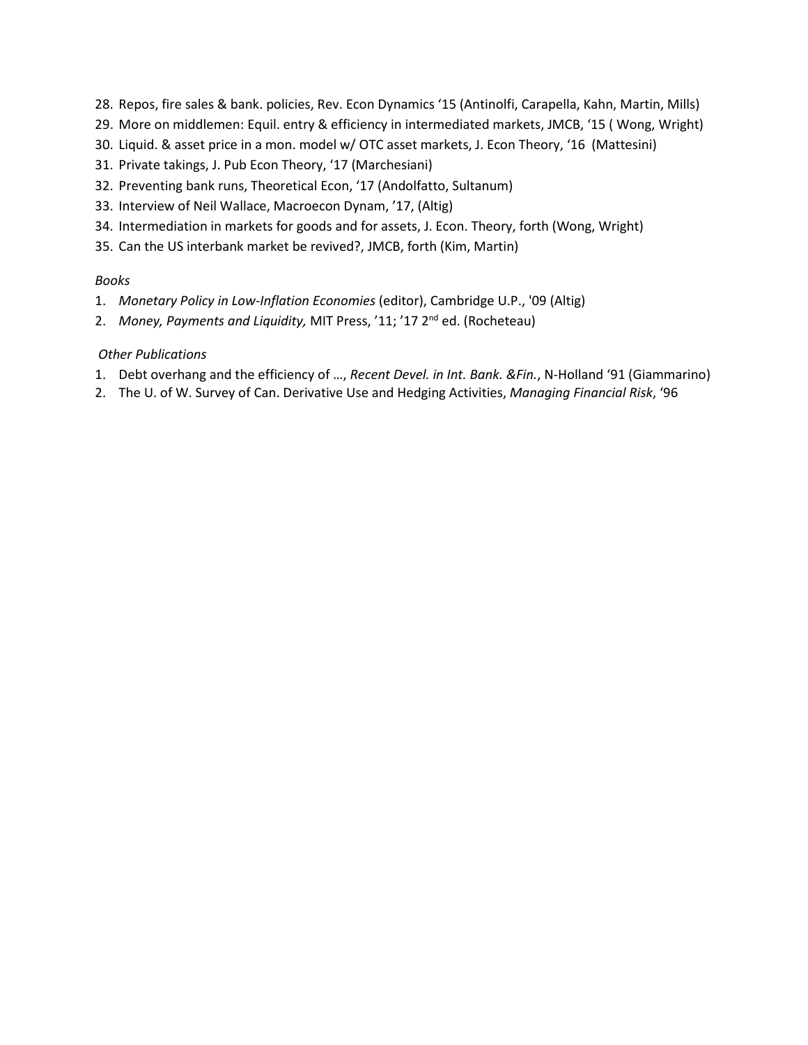28. Repos, fire sales & bank. policies, Rev. Econ Dynamics ‘15 (Antinolfi, Carapella, Kahn, Martin, Mills)
29. More on middlemen: Equil. entry & efficiency in intermediated markets, JMCB, ‘15 ( Wong, Wright)
30. Liquid. & asset price in a mon. model w/ OTC asset markets, J. Econ Theory, ‘16 (Mattesini)
31. Private takings, J. Pub Econ Theory, ‘17 (Marchesiani)
32. Preventing bank runs, Theoretical Econ, ‘17 (Andolfatto, Sultanum)
33. Interview of Neil Wallace, Macroecon Dynam, ’17, (Altig)
34. Intermediation in markets for goods and for assets, J. Econ. Theory, forth (Wong, Wright)
35. Can the US interbank market be revived?, JMCB, forth (Kim, Martin)

*Books*

1. *Monetary Policy in Low-Inflation Economies* (editor), Cambridge U.P., '09 (Altig)
2. *Money, Payments and Liquidity,* MIT Press, ’11; ’17 2nd ed. (Rocheteau)

*Other Publications*

1. Debt overhang and the efficiency of …, *Recent Devel. in Int. Bank. &Fin.*, N-Holland ‘91 (Giammarino)
2. The U. of W. Survey of Can. Derivative Use and Hedging Activities, *Managing Financial Risk*, ‘96